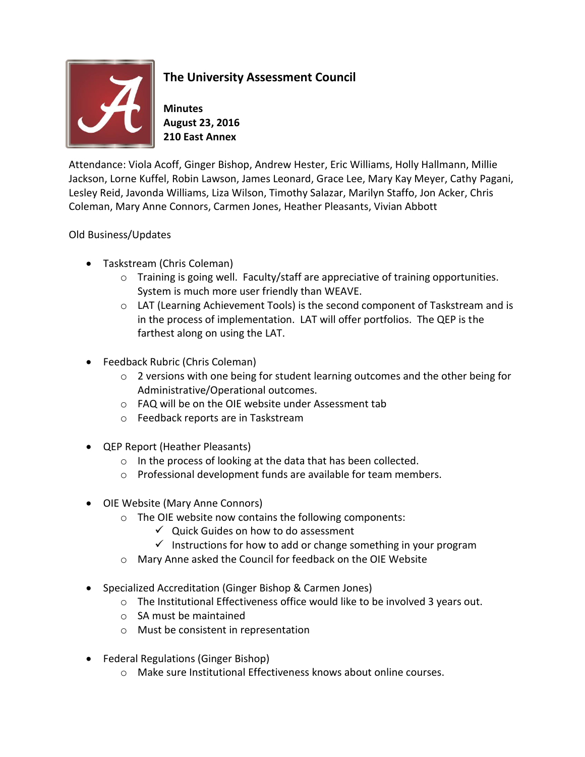# The University Assessment Council

**Minutes**
**August 23, 2016**
**210 East Annex**

Attendance: Viola Acoff, Ginger Bishop, Andrew Hester, Eric Williams, Holly Hallmann, Millie Jackson, Lorne Kuffel, Robin Lawson, James Leonard, Grace Lee, Mary Kay Meyer, Cathy Pagani, Lesley Reid, Javonda Williams, Liza Wilson, Timothy Salazar, Marilyn Staffo, Jon Acker, Chris Coleman, Mary Anne Connors, Carmen Jones, Heather Pleasants, Vivian Abbott

Old Business/Updates

- Taskstream (Chris Coleman)
  - Training is going well. Faculty/staff are appreciative of training opportunities. System is much more user friendly than WEAVE.
  - LAT (Learning Achievement Tools) is the second component of Taskstream and is in the process of implementation. LAT will offer portfolios. The QEP is the farthest along on using the LAT.

- Feedback Rubric (Chris Coleman)
  - 2 versions with one being for student learning outcomes and the other being for Administrative/Operational outcomes.
  - FAQ will be on the OIE website under Assessment tab
  - Feedback reports are in Taskstream

- QEP Report (Heather Pleasants)
  - In the process of looking at the data that has been collected.
  - Professional development funds are available for team members.

- OIE Website (Mary Anne Connors)
  - The OIE website now contains the following components:
    - ✓ Quick Guides on how to do assessment
    - ✓ Instructions for how to add or change something in your program
  - Mary Anne asked the Council for feedback on the OIE Website

- Specialized Accreditation (Ginger Bishop & Carmen Jones)
  - The Institutional Effectiveness office would like to be involved 3 years out.
  - SA must be maintained
  - Must be consistent in representation

- Federal Regulations (Ginger Bishop)
  - Make sure Institutional Effectiveness knows about online courses.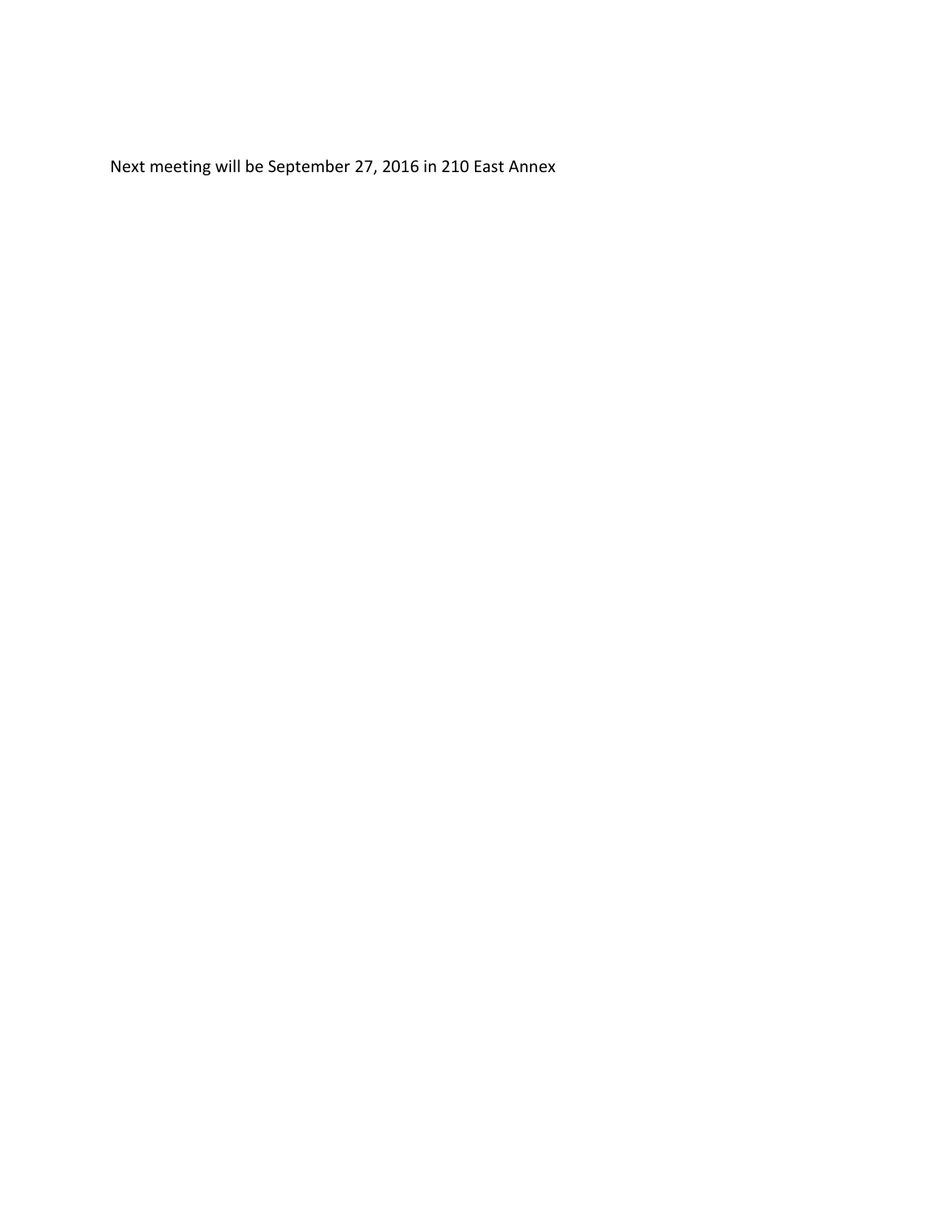Next meeting will be September 27, 2016 in 210 East Annex